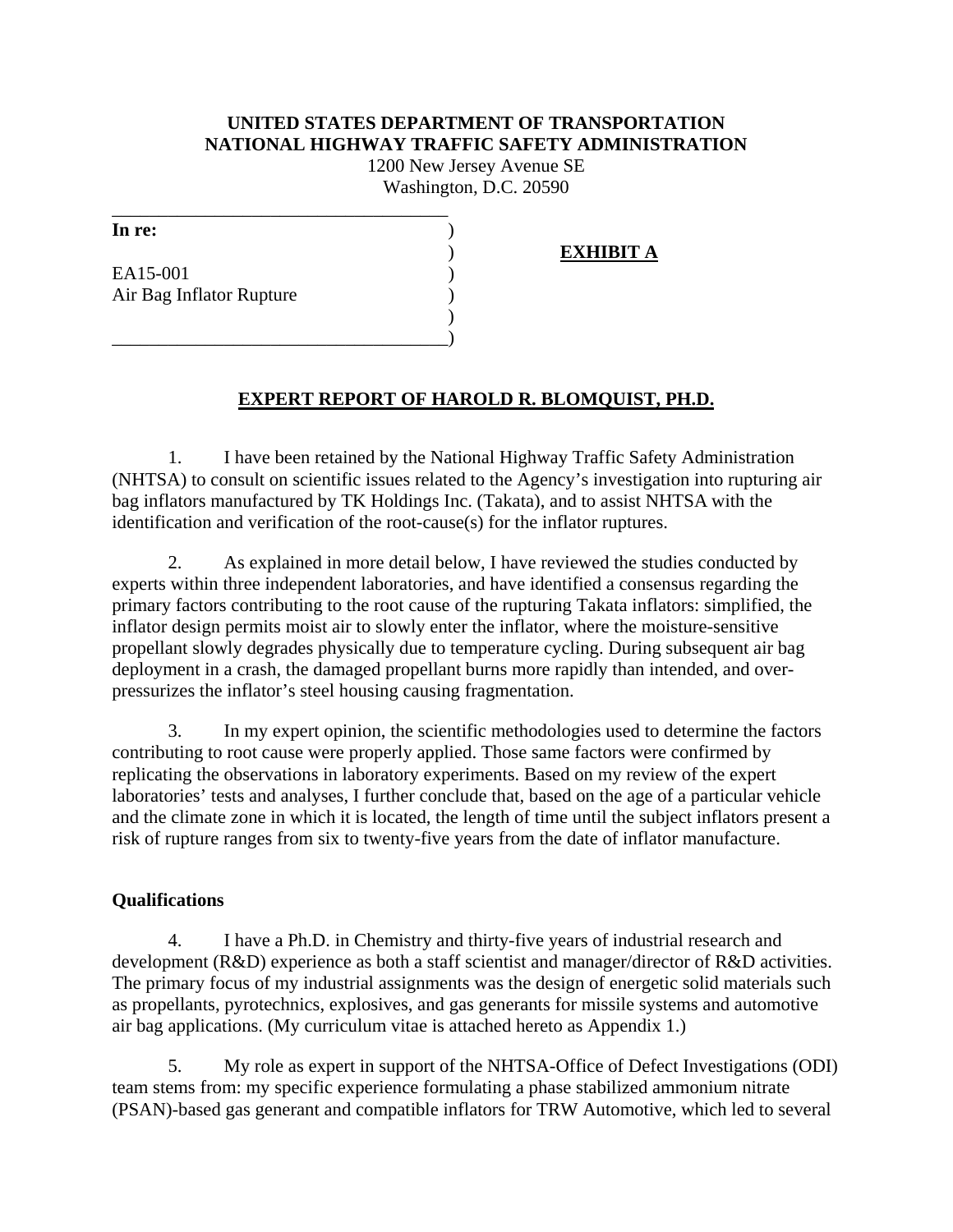**UNITED STATES DEPARTMENT OF TRANSPORTATION**
**NATIONAL HIGHWAY TRAFFIC SAFETY ADMINISTRATION**
1200 New Jersey Avenue SE
Washington, D.C. 20590

| | | |
|---|---|---|
| **In re:** | ) | |
| | ) | **EXHIBIT A** |
| EA15-001 | ) | |
| Air Bag Inflator Rupture | ) | |
| | ) | |
| | ) | |

# EXPERT REPORT OF HAROLD R. BLOMQUIST, PH.D.

1. I have been retained by the National Highway Traffic Safety Administration (NHTSA) to consult on scientific issues related to the Agency's investigation into rupturing air bag inflators manufactured by TK Holdings Inc. (Takata), and to assist NHTSA with the identification and verification of the root-cause(s) for the inflator ruptures.

2. As explained in more detail below, I have reviewed the studies conducted by experts within three independent laboratories, and have identified a consensus regarding the primary factors contributing to the root cause of the rupturing Takata inflators: simplified, the inflator design permits moist air to slowly enter the inflator, where the moisture-sensitive propellant slowly degrades physically due to temperature cycling. During subsequent air bag deployment in a crash, the damaged propellant burns more rapidly than intended, and over-pressurizes the inflator's steel housing causing fragmentation.

3. In my expert opinion, the scientific methodologies used to determine the factors contributing to root cause were properly applied. Those same factors were confirmed by replicating the observations in laboratory experiments. Based on my review of the expert laboratories' tests and analyses, I further conclude that, based on the age of a particular vehicle and the climate zone in which it is located, the length of time until the subject inflators present a risk of rupture ranges from six to twenty-five years from the date of inflator manufacture.

**Qualifications**

4. I have a Ph.D. in Chemistry and thirty-five years of industrial research and development (R&D) experience as both a staff scientist and manager/director of R&D activities. The primary focus of my industrial assignments was the design of energetic solid materials such as propellants, pyrotechnics, explosives, and gas generants for missile systems and automotive air bag applications. (My curriculum vitae is attached hereto as Appendix 1.)

5. My role as expert in support of the NHTSA-Office of Defect Investigations (ODI) team stems from: my specific experience formulating a phase stabilized ammonium nitrate (PSAN)-based gas generant and compatible inflators for TRW Automotive, which led to several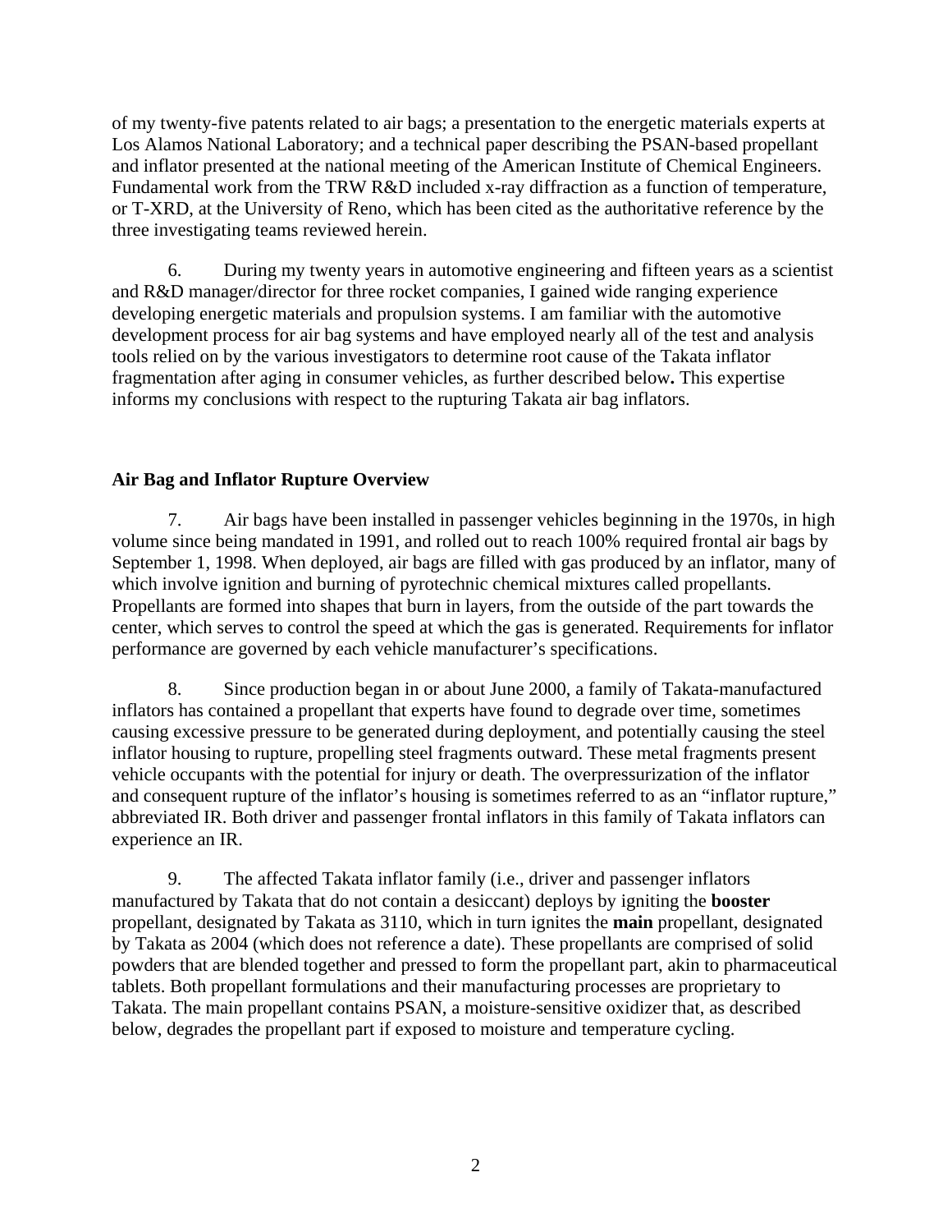of my twenty-five patents related to air bags; a presentation to the energetic materials experts at Los Alamos National Laboratory; and a technical paper describing the PSAN-based propellant and inflator presented at the national meeting of the American Institute of Chemical Engineers. Fundamental work from the TRW R&D included x-ray diffraction as a function of temperature, or T-XRD, at the University of Reno, which has been cited as the authoritative reference by the three investigating teams reviewed herein.

6. During my twenty years in automotive engineering and fifteen years as a scientist and R&D manager/director for three rocket companies, I gained wide ranging experience developing energetic materials and propulsion systems. I am familiar with the automotive development process for air bag systems and have employed nearly all of the test and analysis tools relied on by the various investigators to determine root cause of the Takata inflator fragmentation after aging in consumer vehicles, as further described below**.** This expertise informs my conclusions with respect to the rupturing Takata air bag inflators.

**Air Bag and Inflator Rupture Overview**

7. Air bags have been installed in passenger vehicles beginning in the 1970s, in high volume since being mandated in 1991, and rolled out to reach 100% required frontal air bags by September 1, 1998. When deployed, air bags are filled with gas produced by an inflator, many of which involve ignition and burning of pyrotechnic chemical mixtures called propellants. Propellants are formed into shapes that burn in layers, from the outside of the part towards the center, which serves to control the speed at which the gas is generated. Requirements for inflator performance are governed by each vehicle manufacturer's specifications.

8. Since production began in or about June 2000, a family of Takata-manufactured inflators has contained a propellant that experts have found to degrade over time, sometimes causing excessive pressure to be generated during deployment, and potentially causing the steel inflator housing to rupture, propelling steel fragments outward. These metal fragments present vehicle occupants with the potential for injury or death. The overpressurization of the inflator and consequent rupture of the inflator's housing is sometimes referred to as an "inflator rupture," abbreviated IR. Both driver and passenger frontal inflators in this family of Takata inflators can experience an IR.

9. The affected Takata inflator family (i.e., driver and passenger inflators manufactured by Takata that do not contain a desiccant) deploys by igniting the **booster** propellant, designated by Takata as 3110, which in turn ignites the **main** propellant, designated by Takata as 2004 (which does not reference a date). These propellants are comprised of solid powders that are blended together and pressed to form the propellant part, akin to pharmaceutical tablets. Both propellant formulations and their manufacturing processes are proprietary to Takata. The main propellant contains PSAN, a moisture-sensitive oxidizer that, as described below, degrades the propellant part if exposed to moisture and temperature cycling.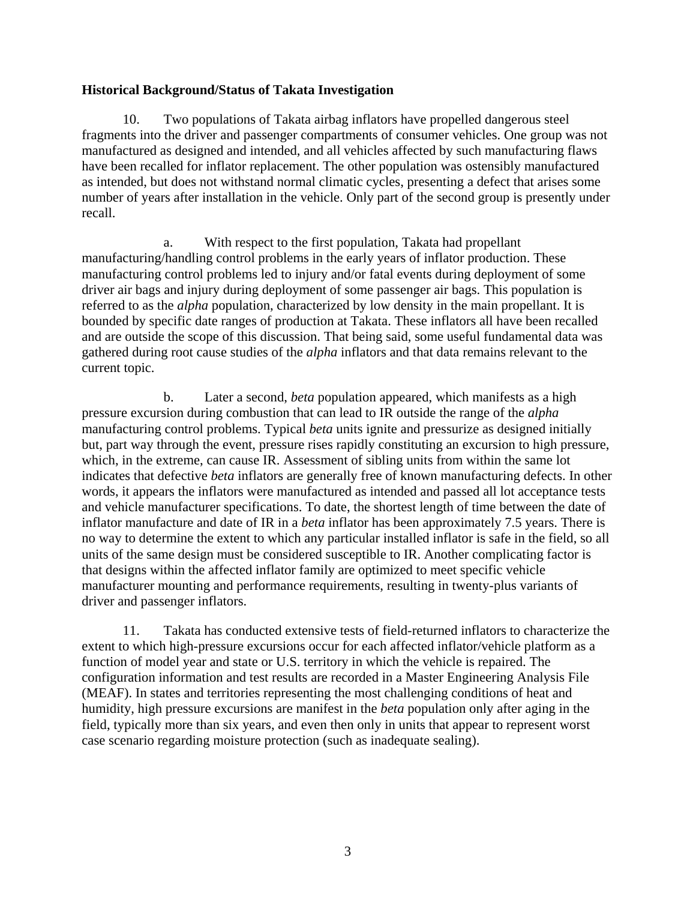**Historical Background/Status of Takata Investigation**

10. Two populations of Takata airbag inflators have propelled dangerous steel fragments into the driver and passenger compartments of consumer vehicles. One group was not manufactured as designed and intended, and all vehicles affected by such manufacturing flaws have been recalled for inflator replacement. The other population was ostensibly manufactured as intended, but does not withstand normal climatic cycles, presenting a defect that arises some number of years after installation in the vehicle. Only part of the second group is presently under recall.

a. With respect to the first population, Takata had propellant manufacturing/handling control problems in the early years of inflator production. These manufacturing control problems led to injury and/or fatal events during deployment of some driver air bags and injury during deployment of some passenger air bags. This population is referred to as the *alpha* population, characterized by low density in the main propellant. It is bounded by specific date ranges of production at Takata. These inflators all have been recalled and are outside the scope of this discussion. That being said, some useful fundamental data was gathered during root cause studies of the *alpha* inflators and that data remains relevant to the current topic.

b. Later a second, *beta* population appeared, which manifests as a high pressure excursion during combustion that can lead to IR outside the range of the *alpha* manufacturing control problems. Typical *beta* units ignite and pressurize as designed initially but, part way through the event, pressure rises rapidly constituting an excursion to high pressure, which, in the extreme, can cause IR. Assessment of sibling units from within the same lot indicates that defective *beta* inflators are generally free of known manufacturing defects. In other words, it appears the inflators were manufactured as intended and passed all lot acceptance tests and vehicle manufacturer specifications. To date, the shortest length of time between the date of inflator manufacture and date of IR in a *beta* inflator has been approximately 7.5 years. There is no way to determine the extent to which any particular installed inflator is safe in the field, so all units of the same design must be considered susceptible to IR. Another complicating factor is that designs within the affected inflator family are optimized to meet specific vehicle manufacturer mounting and performance requirements, resulting in twenty-plus variants of driver and passenger inflators.

11. Takata has conducted extensive tests of field-returned inflators to characterize the extent to which high-pressure excursions occur for each affected inflator/vehicle platform as a function of model year and state or U.S. territory in which the vehicle is repaired. The configuration information and test results are recorded in a Master Engineering Analysis File (MEAF). In states and territories representing the most challenging conditions of heat and humidity, high pressure excursions are manifest in the *beta* population only after aging in the field, typically more than six years, and even then only in units that appear to represent worst case scenario regarding moisture protection (such as inadequate sealing).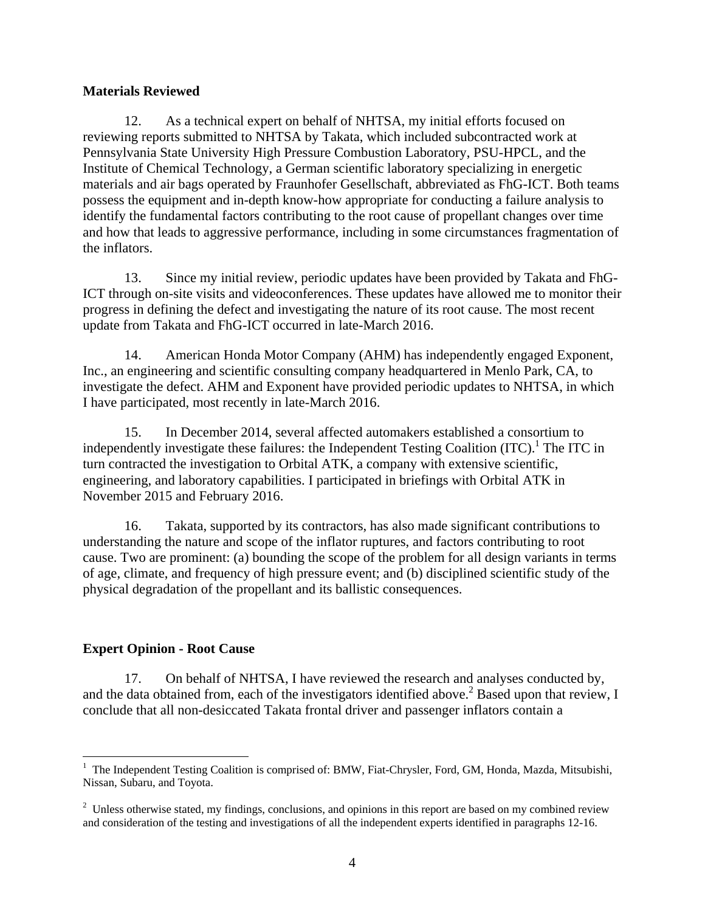**Materials Reviewed**

12. As a technical expert on behalf of NHTSA, my initial efforts focused on reviewing reports submitted to NHTSA by Takata, which included subcontracted work at Pennsylvania State University High Pressure Combustion Laboratory, PSU-HPCL, and the Institute of Chemical Technology, a German scientific laboratory specializing in energetic materials and air bags operated by Fraunhofer Gesellschaft, abbreviated as FhG-ICT. Both teams possess the equipment and in-depth know-how appropriate for conducting a failure analysis to identify the fundamental factors contributing to the root cause of propellant changes over time and how that leads to aggressive performance, including in some circumstances fragmentation of the inflators.

13. Since my initial review, periodic updates have been provided by Takata and FhG-ICT through on-site visits and videoconferences. These updates have allowed me to monitor their progress in defining the defect and investigating the nature of its root cause. The most recent update from Takata and FhG-ICT occurred in late-March 2016.

14. American Honda Motor Company (AHM) has independently engaged Exponent, Inc., an engineering and scientific consulting company headquartered in Menlo Park, CA, to investigate the defect. AHM and Exponent have provided periodic updates to NHTSA, in which I have participated, most recently in late-March 2016.

15. In December 2014, several affected automakers established a consortium to independently investigate these failures: the Independent Testing Coalition (ITC).[1] The ITC in turn contracted the investigation to Orbital ATK, a company with extensive scientific, engineering, and laboratory capabilities. I participated in briefings with Orbital ATK in November 2015 and February 2016.

16. Takata, supported by its contractors, has also made significant contributions to understanding the nature and scope of the inflator ruptures, and factors contributing to root cause. Two are prominent: (a) bounding the scope of the problem for all design variants in terms of age, climate, and frequency of high pressure event; and (b) disciplined scientific study of the physical degradation of the propellant and its ballistic consequences.

**Expert Opinion - Root Cause**

17. On behalf of NHTSA, I have reviewed the research and analyses conducted by, and the data obtained from, each of the investigators identified above.[2] Based upon that review, I conclude that all non-desiccated Takata frontal driver and passenger inflators contain a

---

[1] The Independent Testing Coalition is comprised of: BMW, Fiat-Chrysler, Ford, GM, Honda, Mazda, Mitsubishi, Nissan, Subaru, and Toyota.

[2] Unless otherwise stated, my findings, conclusions, and opinions in this report are based on my combined review and consideration of the testing and investigations of all the independent experts identified in paragraphs 12-16.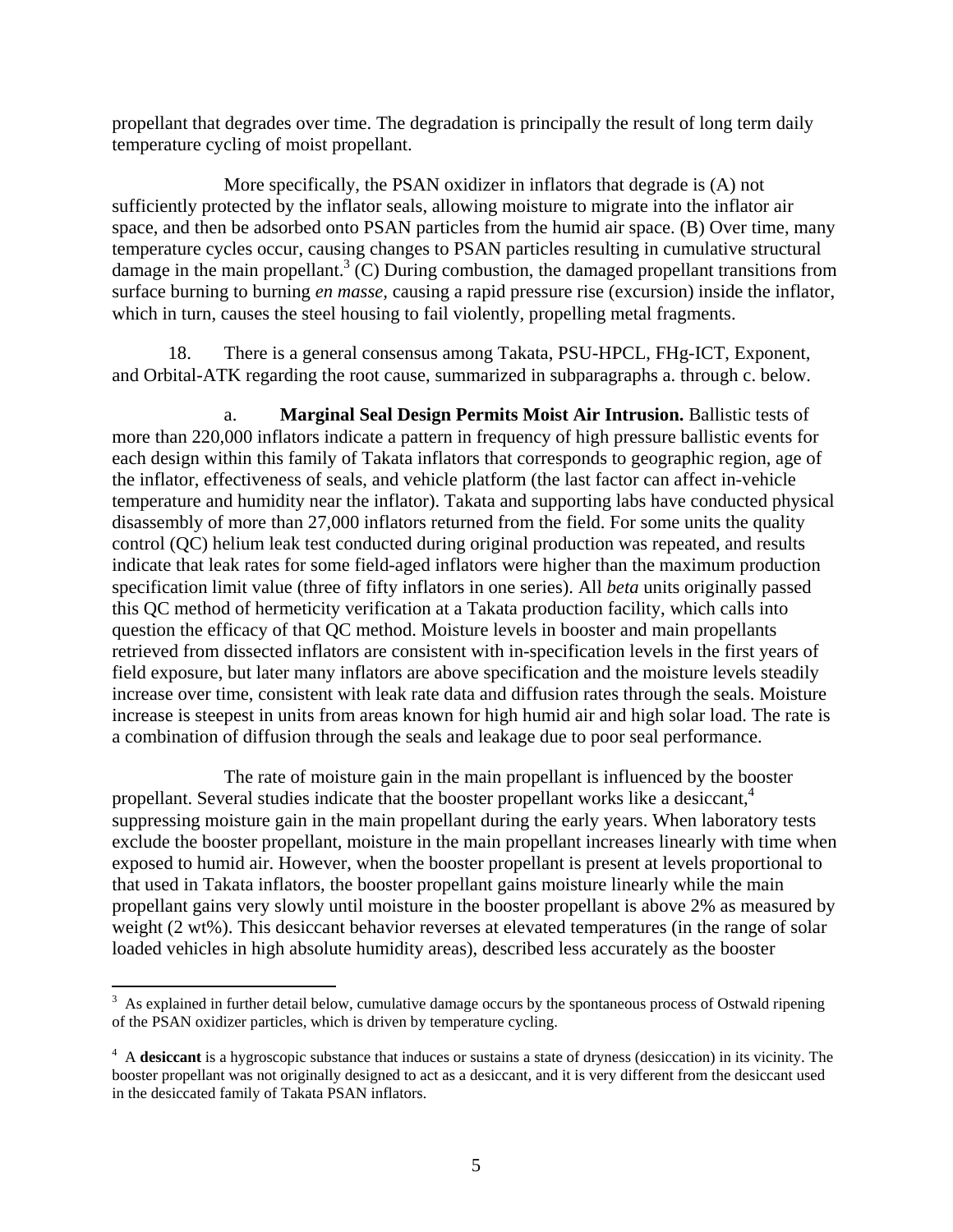propellant that degrades over time. The degradation is principally the result of long term daily temperature cycling of moist propellant.

More specifically, the PSAN oxidizer in inflators that degrade is (A) not sufficiently protected by the inflator seals, allowing moisture to migrate into the inflator air space, and then be adsorbed onto PSAN particles from the humid air space. (B) Over time, many temperature cycles occur, causing changes to PSAN particles resulting in cumulative structural damage in the main propellant.[3] (C) During combustion, the damaged propellant transitions from surface burning to burning *en masse*, causing a rapid pressure rise (excursion) inside the inflator, which in turn, causes the steel housing to fail violently, propelling metal fragments.

18. There is a general consensus among Takata, PSU-HPCL, FHg-ICT, Exponent, and Orbital-ATK regarding the root cause, summarized in subparagraphs a. through c. below.

a. **Marginal Seal Design Permits Moist Air Intrusion.** Ballistic tests of more than 220,000 inflators indicate a pattern in frequency of high pressure ballistic events for each design within this family of Takata inflators that corresponds to geographic region, age of the inflator, effectiveness of seals, and vehicle platform (the last factor can affect in-vehicle temperature and humidity near the inflator). Takata and supporting labs have conducted physical disassembly of more than 27,000 inflators returned from the field. For some units the quality control (QC) helium leak test conducted during original production was repeated, and results indicate that leak rates for some field-aged inflators were higher than the maximum production specification limit value (three of fifty inflators in one series). All *beta* units originally passed this QC method of hermeticity verification at a Takata production facility, which calls into question the efficacy of that QC method. Moisture levels in booster and main propellants retrieved from dissected inflators are consistent with in-specification levels in the first years of field exposure, but later many inflators are above specification and the moisture levels steadily increase over time, consistent with leak rate data and diffusion rates through the seals. Moisture increase is steepest in units from areas known for high humid air and high solar load. The rate is a combination of diffusion through the seals and leakage due to poor seal performance.

The rate of moisture gain in the main propellant is influenced by the booster propellant. Several studies indicate that the booster propellant works like a desiccant,[4] suppressing moisture gain in the main propellant during the early years. When laboratory tests exclude the booster propellant, moisture in the main propellant increases linearly with time when exposed to humid air. However, when the booster propellant is present at levels proportional to that used in Takata inflators, the booster propellant gains moisture linearly while the main propellant gains very slowly until moisture in the booster propellant is above 2% as measured by weight (2 wt%). This desiccant behavior reverses at elevated temperatures (in the range of solar loaded vehicles in high absolute humidity areas), described less accurately as the booster

---

[3] As explained in further detail below, cumulative damage occurs by the spontaneous process of Ostwald ripening of the PSAN oxidizer particles, which is driven by temperature cycling.

[4] A **desiccant** is a hygroscopic substance that induces or sustains a state of dryness (desiccation) in its vicinity. The booster propellant was not originally designed to act as a desiccant, and it is very different from the desiccant used in the desiccated family of Takata PSAN inflators.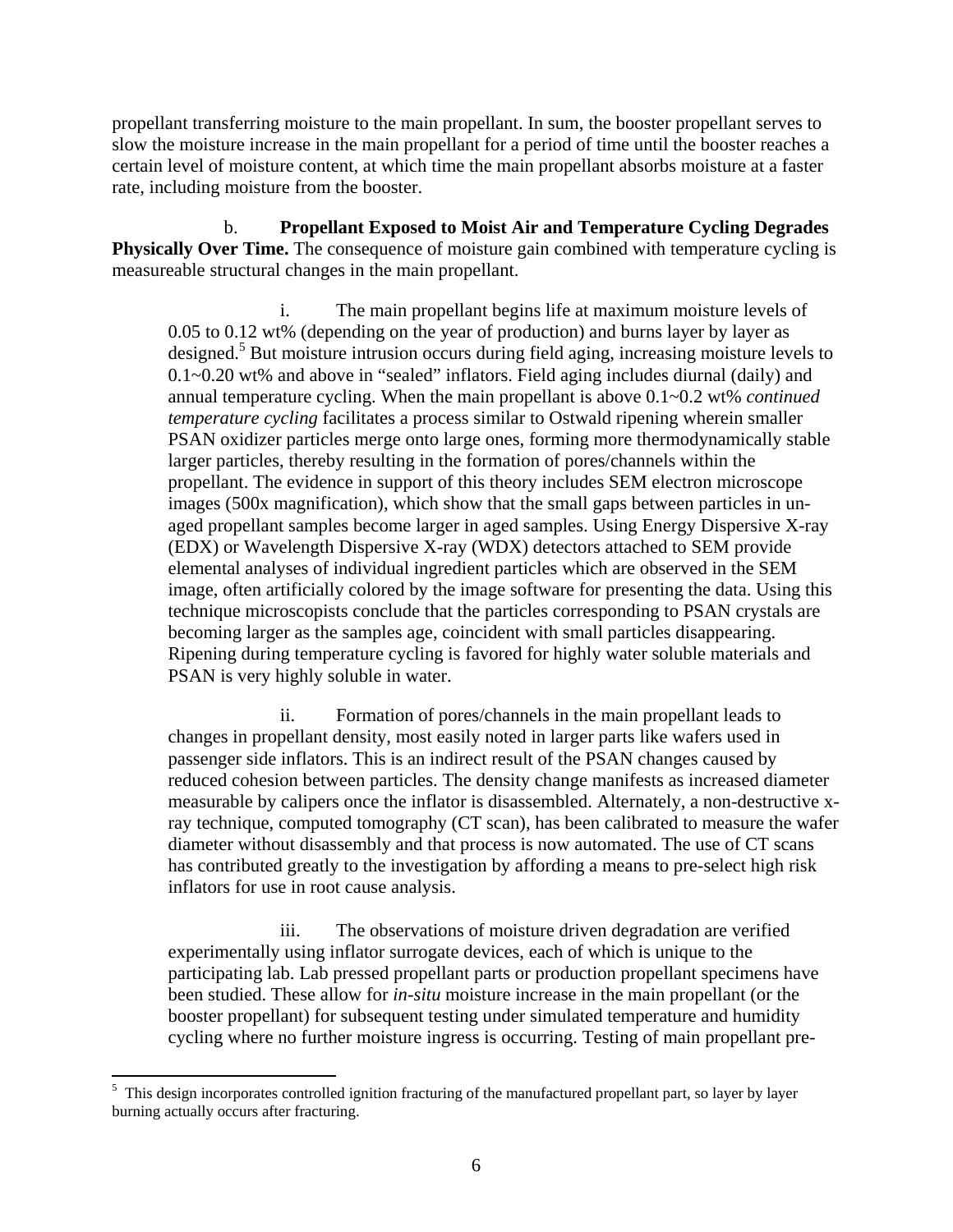propellant transferring moisture to the main propellant. In sum, the booster propellant serves to slow the moisture increase in the main propellant for a period of time until the booster reaches a certain level of moisture content, at which time the main propellant absorbs moisture at a faster rate, including moisture from the booster.

b. **Propellant Exposed to Moist Air and Temperature Cycling Degrades Physically Over Time.** The consequence of moisture gain combined with temperature cycling is measureable structural changes in the main propellant.

> i. The main propellant begins life at maximum moisture levels of 0.05 to 0.12 wt% (depending on the year of production) and burns layer by layer as designed.[5] But moisture intrusion occurs during field aging, increasing moisture levels to 0.1~0.20 wt% and above in "sealed" inflators. Field aging includes diurnal (daily) and annual temperature cycling. When the main propellant is above 0.1~0.2 wt% *continued temperature cycling* facilitates a process similar to Ostwald ripening wherein smaller PSAN oxidizer particles merge onto large ones, forming more thermodynamically stable larger particles, thereby resulting in the formation of pores/channels within the propellant. The evidence in support of this theory includes SEM electron microscope images (500x magnification), which show that the small gaps between particles in un-aged propellant samples become larger in aged samples. Using Energy Dispersive X-ray (EDX) or Wavelength Dispersive X-ray (WDX) detectors attached to SEM provide elemental analyses of individual ingredient particles which are observed in the SEM image, often artificially colored by the image software for presenting the data. Using this technique microscopists conclude that the particles corresponding to PSAN crystals are becoming larger as the samples age, coincident with small particles disappearing. Ripening during temperature cycling is favored for highly water soluble materials and PSAN is very highly soluble in water.
>
> ii. Formation of pores/channels in the main propellant leads to changes in propellant density, most easily noted in larger parts like wafers used in passenger side inflators. This is an indirect result of the PSAN changes caused by reduced cohesion between particles. The density change manifests as increased diameter measurable by calipers once the inflator is disassembled. Alternately, a non-destructive x-ray technique, computed tomography (CT scan), has been calibrated to measure the wafer diameter without disassembly and that process is now automated. The use of CT scans has contributed greatly to the investigation by affording a means to pre-select high risk inflators for use in root cause analysis.
>
> iii. The observations of moisture driven degradation are verified experimentally using inflator surrogate devices, each of which is unique to the participating lab. Lab pressed propellant parts or production propellant specimens have been studied. These allow for *in-situ* moisture increase in the main propellant (or the booster propellant) for subsequent testing under simulated temperature and humidity cycling where no further moisture ingress is occurring. Testing of main propellant pre-

[5] This design incorporates controlled ignition fracturing of the manufactured propellant part, so layer by layer burning actually occurs after fracturing.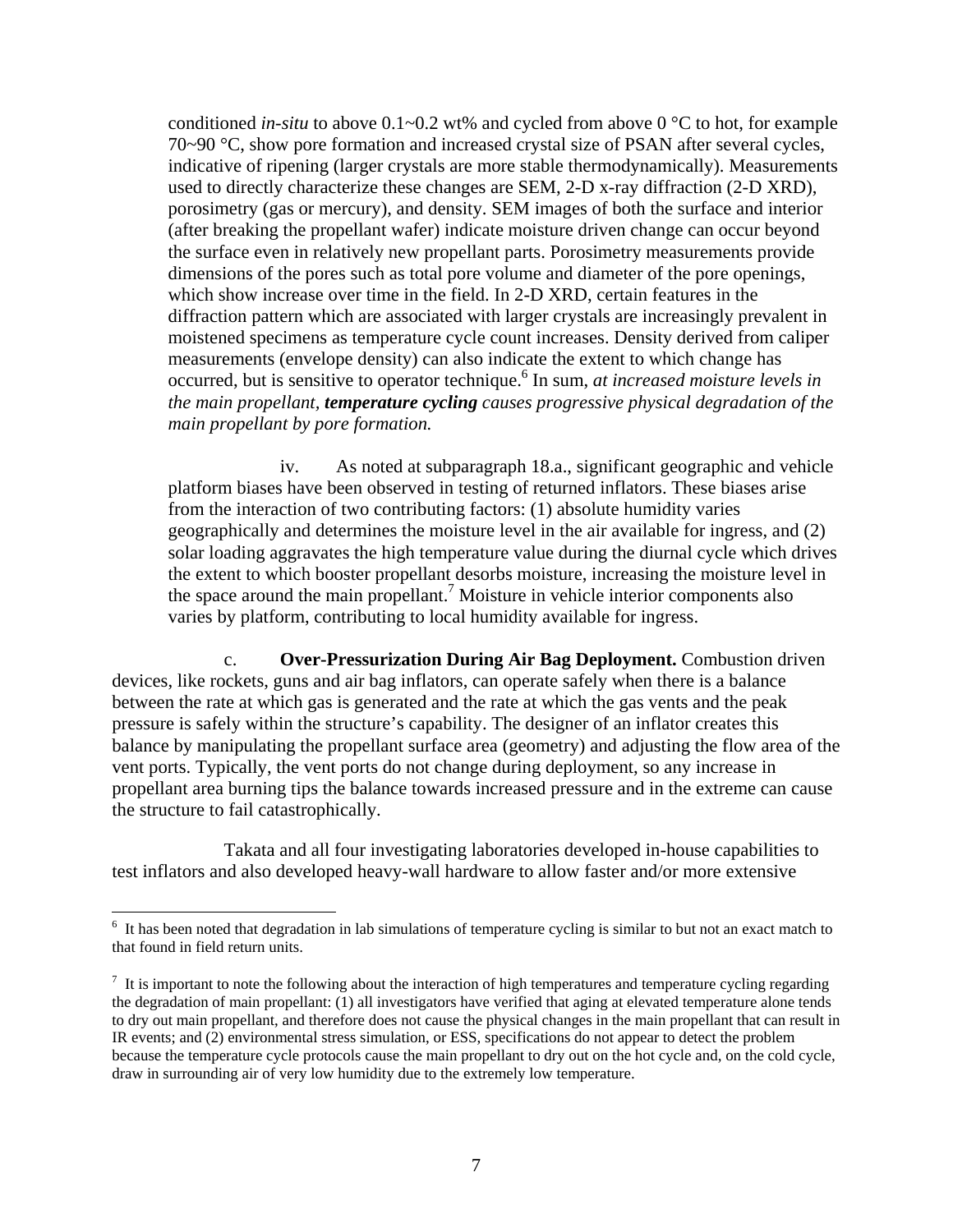conditioned *in-situ* to above 0.1~0.2 wt% and cycled from above 0 °C to hot, for example 70~90 °C, show pore formation and increased crystal size of PSAN after several cycles, indicative of ripening (larger crystals are more stable thermodynamically). Measurements used to directly characterize these changes are SEM, 2-D x-ray diffraction (2-D XRD), porosimetry (gas or mercury), and density. SEM images of both the surface and interior (after breaking the propellant wafer) indicate moisture driven change can occur beyond the surface even in relatively new propellant parts. Porosimetry measurements provide dimensions of the pores such as total pore volume and diameter of the pore openings, which show increase over time in the field. In 2-D XRD, certain features in the diffraction pattern which are associated with larger crystals are increasingly prevalent in moistened specimens as temperature cycle count increases. Density derived from caliper measurements (envelope density) can also indicate the extent to which change has occurred, but is sensitive to operator technique.[6] In sum, *at increased moisture levels in the main propellant, **temperature cycling** causes progressive physical degradation of the main propellant by pore formation.*

iv. As noted at subparagraph 18.a., significant geographic and vehicle platform biases have been observed in testing of returned inflators. These biases arise from the interaction of two contributing factors: (1) absolute humidity varies geographically and determines the moisture level in the air available for ingress, and (2) solar loading aggravates the high temperature value during the diurnal cycle which drives the extent to which booster propellant desorbs moisture, increasing the moisture level in the space around the main propellant.[7] Moisture in vehicle interior components also varies by platform, contributing to local humidity available for ingress.

c. **Over-Pressurization During Air Bag Deployment.** Combustion driven devices, like rockets, guns and air bag inflators, can operate safely when there is a balance between the rate at which gas is generated and the rate at which the gas vents and the peak pressure is safely within the structure's capability. The designer of an inflator creates this balance by manipulating the propellant surface area (geometry) and adjusting the flow area of the vent ports. Typically, the vent ports do not change during deployment, so any increase in propellant area burning tips the balance towards increased pressure and in the extreme can cause the structure to fail catastrophically.

Takata and all four investigating laboratories developed in-house capabilities to test inflators and also developed heavy-wall hardware to allow faster and/or more extensive

---

[6] It has been noted that degradation in lab simulations of temperature cycling is similar to but not an exact match to that found in field return units.

[7] It is important to note the following about the interaction of high temperatures and temperature cycling regarding the degradation of main propellant: (1) all investigators have verified that aging at elevated temperature alone tends to dry out main propellant, and therefore does not cause the physical changes in the main propellant that can result in IR events; and (2) environmental stress simulation, or ESS, specifications do not appear to detect the problem because the temperature cycle protocols cause the main propellant to dry out on the hot cycle and, on the cold cycle, draw in surrounding air of very low humidity due to the extremely low temperature.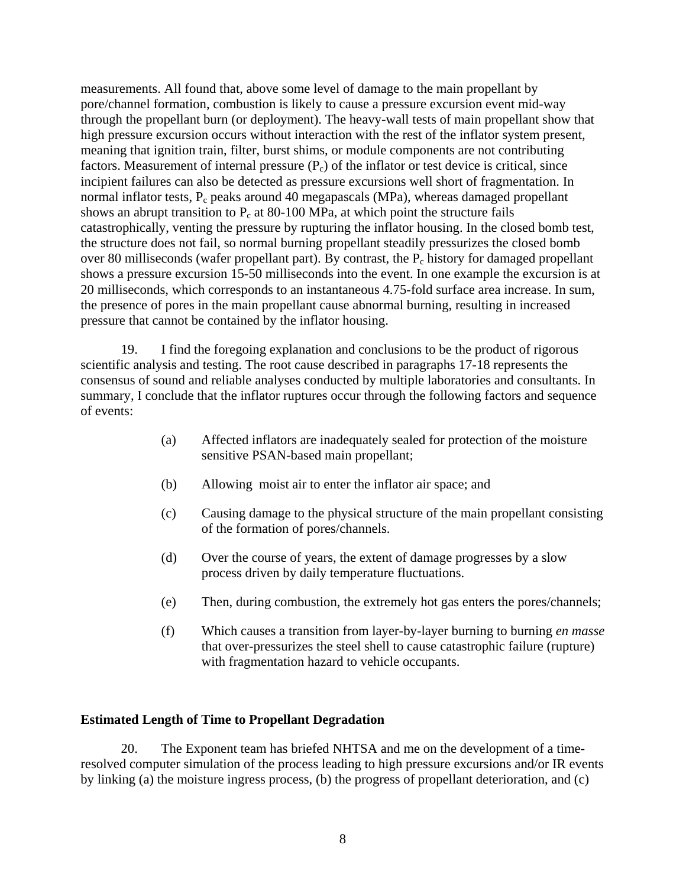measurements. All found that, above some level of damage to the main propellant by pore/channel formation, combustion is likely to cause a pressure excursion event mid-way through the propellant burn (or deployment). The heavy-wall tests of main propellant show that high pressure excursion occurs without interaction with the rest of the inflator system present, meaning that ignition train, filter, burst shims, or module components are not contributing factors. Measurement of internal pressure ($P_c$) of the inflator or test device is critical, since incipient failures can also be detected as pressure excursions well short of fragmentation. In normal inflator tests, $P_c$ peaks around 40 megapascals (MPa), whereas damaged propellant shows an abrupt transition to $P_c$ at 80-100 MPa, at which point the structure fails catastrophically, venting the pressure by rupturing the inflator housing. In the closed bomb test, the structure does not fail, so normal burning propellant steadily pressurizes the closed bomb over 80 milliseconds (wafer propellant part). By contrast, the $P_c$ history for damaged propellant shows a pressure excursion 15-50 milliseconds into the event. In one example the excursion is at 20 milliseconds, which corresponds to an instantaneous 4.75-fold surface area increase. In sum, the presence of pores in the main propellant cause abnormal burning, resulting in increased pressure that cannot be contained by the inflator housing.

19. I find the foregoing explanation and conclusions to be the product of rigorous scientific analysis and testing. The root cause described in paragraphs 17-18 represents the consensus of sound and reliable analyses conducted by multiple laboratories and consultants. In summary, I conclude that the inflator ruptures occur through the following factors and sequence of events:

(a) Affected inflators are inadequately sealed for protection of the moisture sensitive PSAN-based main propellant;

(b) Allowing moist air to enter the inflator air space; and

(c) Causing damage to the physical structure of the main propellant consisting of the formation of pores/channels.

(d) Over the course of years, the extent of damage progresses by a slow process driven by daily temperature fluctuations.

(e) Then, during combustion, the extremely hot gas enters the pores/channels;

(f) Which causes a transition from layer-by-layer burning to burning *en masse* that over-pressurizes the steel shell to cause catastrophic failure (rupture) with fragmentation hazard to vehicle occupants.

**Estimated Length of Time to Propellant Degradation**

20. The Exponent team has briefed NHTSA and me on the development of a time-resolved computer simulation of the process leading to high pressure excursions and/or IR events by linking (a) the moisture ingress process, (b) the progress of propellant deterioration, and (c)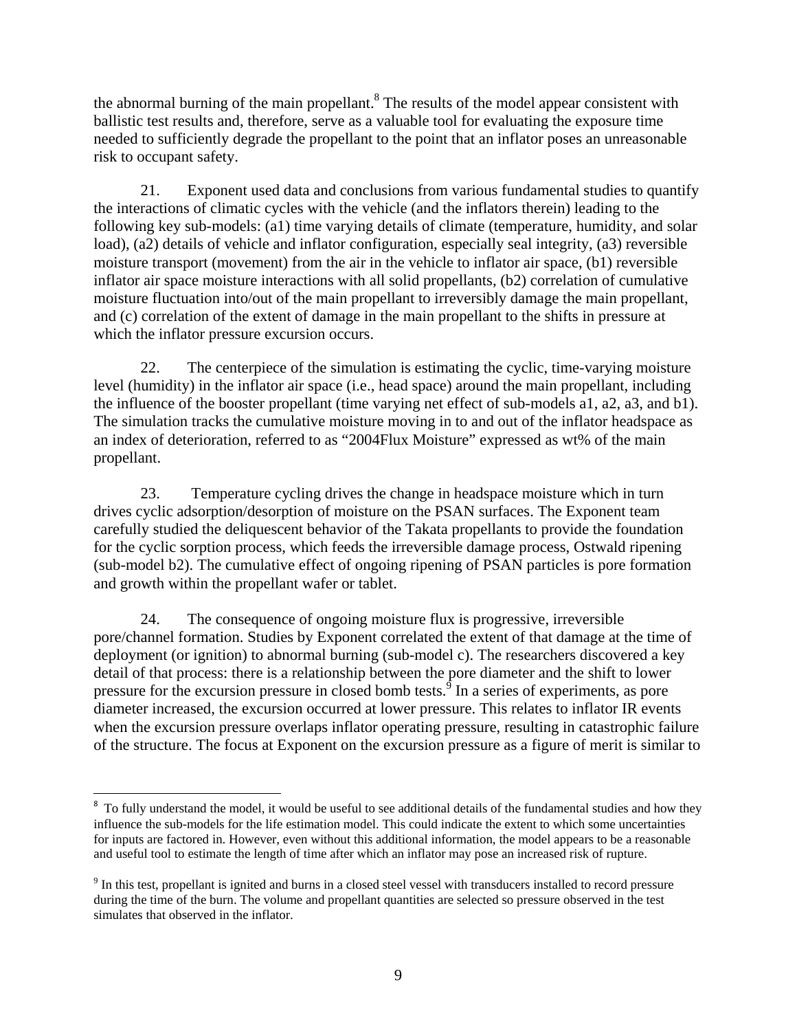the abnormal burning of the main propellant.[8] The results of the model appear consistent with ballistic test results and, therefore, serve as a valuable tool for evaluating the exposure time needed to sufficiently degrade the propellant to the point that an inflator poses an unreasonable risk to occupant safety.

21. Exponent used data and conclusions from various fundamental studies to quantify the interactions of climatic cycles with the vehicle (and the inflators therein) leading to the following key sub-models: (a1) time varying details of climate (temperature, humidity, and solar load), (a2) details of vehicle and inflator configuration, especially seal integrity, (a3) reversible moisture transport (movement) from the air in the vehicle to inflator air space, (b1) reversible inflator air space moisture interactions with all solid propellants, (b2) correlation of cumulative moisture fluctuation into/out of the main propellant to irreversibly damage the main propellant, and (c) correlation of the extent of damage in the main propellant to the shifts in pressure at which the inflator pressure excursion occurs.

22. The centerpiece of the simulation is estimating the cyclic, time-varying moisture level (humidity) in the inflator air space (i.e., head space) around the main propellant, including the influence of the booster propellant (time varying net effect of sub-models a1, a2, a3, and b1). The simulation tracks the cumulative moisture moving in to and out of the inflator headspace as an index of deterioration, referred to as "2004Flux Moisture" expressed as wt% of the main propellant.

23. Temperature cycling drives the change in headspace moisture which in turn drives cyclic adsorption/desorption of moisture on the PSAN surfaces. The Exponent team carefully studied the deliquescent behavior of the Takata propellants to provide the foundation for the cyclic sorption process, which feeds the irreversible damage process, Ostwald ripening (sub-model b2). The cumulative effect of ongoing ripening of PSAN particles is pore formation and growth within the propellant wafer or tablet.

24. The consequence of ongoing moisture flux is progressive, irreversible pore/channel formation. Studies by Exponent correlated the extent of that damage at the time of deployment (or ignition) to abnormal burning (sub-model c). The researchers discovered a key detail of that process: there is a relationship between the pore diameter and the shift to lower pressure for the excursion pressure in closed bomb tests.[9] In a series of experiments, as pore diameter increased, the excursion occurred at lower pressure. This relates to inflator IR events when the excursion pressure overlaps inflator operating pressure, resulting in catastrophic failure of the structure. The focus at Exponent on the excursion pressure as a figure of merit is similar to

---

[8] To fully understand the model, it would be useful to see additional details of the fundamental studies and how they influence the sub-models for the life estimation model. This could indicate the extent to which some uncertainties for inputs are factored in. However, even without this additional information, the model appears to be a reasonable and useful tool to estimate the length of time after which an inflator may pose an increased risk of rupture.

[9] In this test, propellant is ignited and burns in a closed steel vessel with transducers installed to record pressure during the time of the burn. The volume and propellant quantities are selected so pressure observed in the test simulates that observed in the inflator.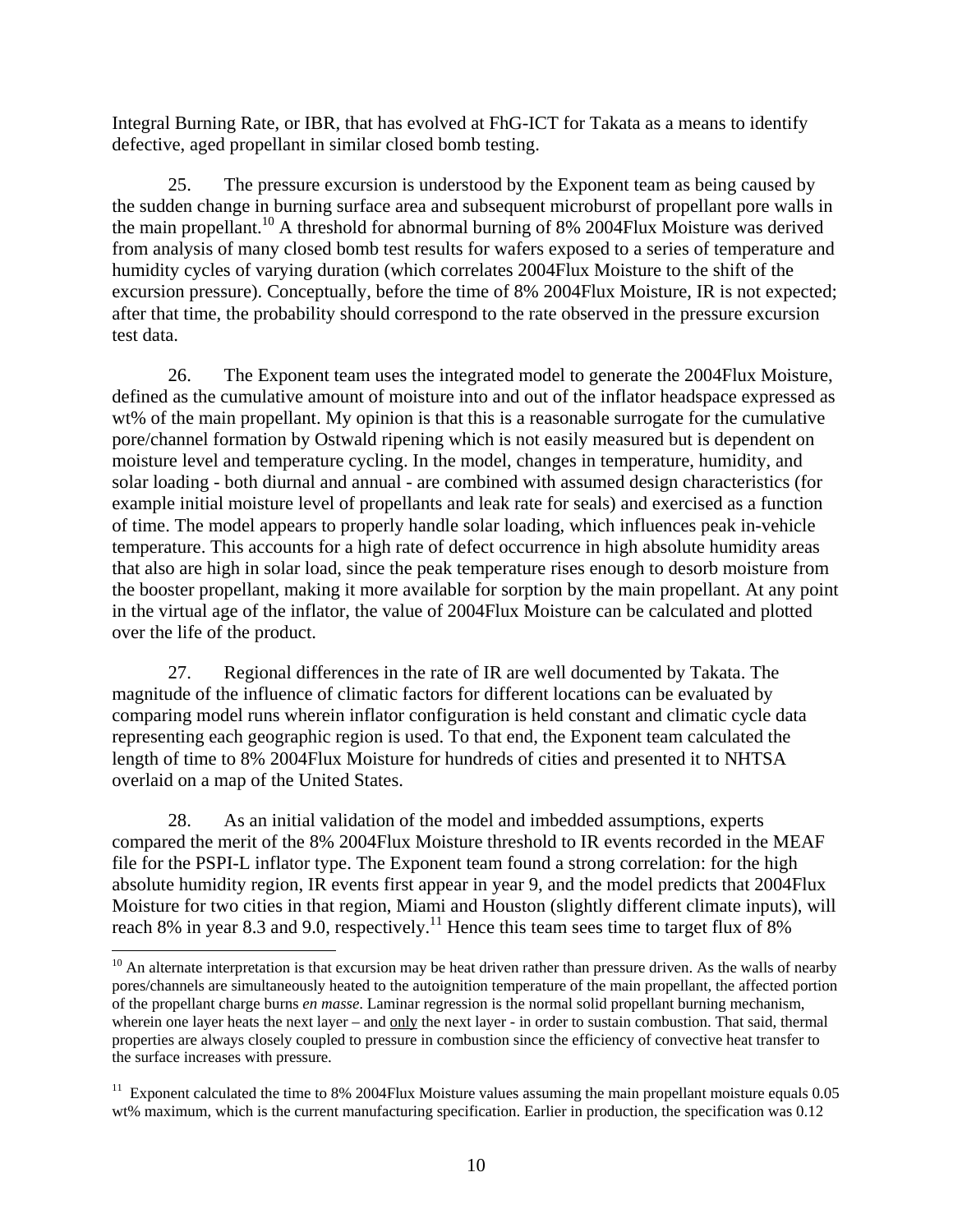Integral Burning Rate, or IBR, that has evolved at FhG-ICT for Takata as a means to identify defective, aged propellant in similar closed bomb testing.

25. The pressure excursion is understood by the Exponent team as being caused by the sudden change in burning surface area and subsequent microburst of propellant pore walls in the main propellant.[10] A threshold for abnormal burning of 8% 2004Flux Moisture was derived from analysis of many closed bomb test results for wafers exposed to a series of temperature and humidity cycles of varying duration (which correlates 2004Flux Moisture to the shift of the excursion pressure). Conceptually, before the time of 8% 2004Flux Moisture, IR is not expected; after that time, the probability should correspond to the rate observed in the pressure excursion test data.

26. The Exponent team uses the integrated model to generate the 2004Flux Moisture, defined as the cumulative amount of moisture into and out of the inflator headspace expressed as wt% of the main propellant. My opinion is that this is a reasonable surrogate for the cumulative pore/channel formation by Ostwald ripening which is not easily measured but is dependent on moisture level and temperature cycling. In the model, changes in temperature, humidity, and solar loading - both diurnal and annual - are combined with assumed design characteristics (for example initial moisture level of propellants and leak rate for seals) and exercised as a function of time. The model appears to properly handle solar loading, which influences peak in-vehicle temperature. This accounts for a high rate of defect occurrence in high absolute humidity areas that also are high in solar load, since the peak temperature rises enough to desorb moisture from the booster propellant, making it more available for sorption by the main propellant. At any point in the virtual age of the inflator, the value of 2004Flux Moisture can be calculated and plotted over the life of the product.

27. Regional differences in the rate of IR are well documented by Takata. The magnitude of the influence of climatic factors for different locations can be evaluated by comparing model runs wherein inflator configuration is held constant and climatic cycle data representing each geographic region is used. To that end, the Exponent team calculated the length of time to 8% 2004Flux Moisture for hundreds of cities and presented it to NHTSA overlaid on a map of the United States.

28. As an initial validation of the model and imbedded assumptions, experts compared the merit of the 8% 2004Flux Moisture threshold to IR events recorded in the MEAF file for the PSPI-L inflator type. The Exponent team found a strong correlation: for the high absolute humidity region, IR events first appear in year 9, and the model predicts that 2004Flux Moisture for two cities in that region, Miami and Houston (slightly different climate inputs), will reach 8% in year 8.3 and 9.0, respectively.[11] Hence this team sees time to target flux of 8%

---

[10] An alternate interpretation is that excursion may be heat driven rather than pressure driven. As the walls of nearby pores/channels are simultaneously heated to the autoignition temperature of the main propellant, the affected portion of the propellant charge burns *en masse*. Laminar regression is the normal solid propellant burning mechanism, wherein one layer heats the next layer – and <u>only</u> the next layer - in order to sustain combustion. That said, thermal properties are always closely coupled to pressure in combustion since the efficiency of convective heat transfer to the surface increases with pressure.

[11] Exponent calculated the time to 8% 2004Flux Moisture values assuming the main propellant moisture equals 0.05 wt% maximum, which is the current manufacturing specification. Earlier in production, the specification was 0.12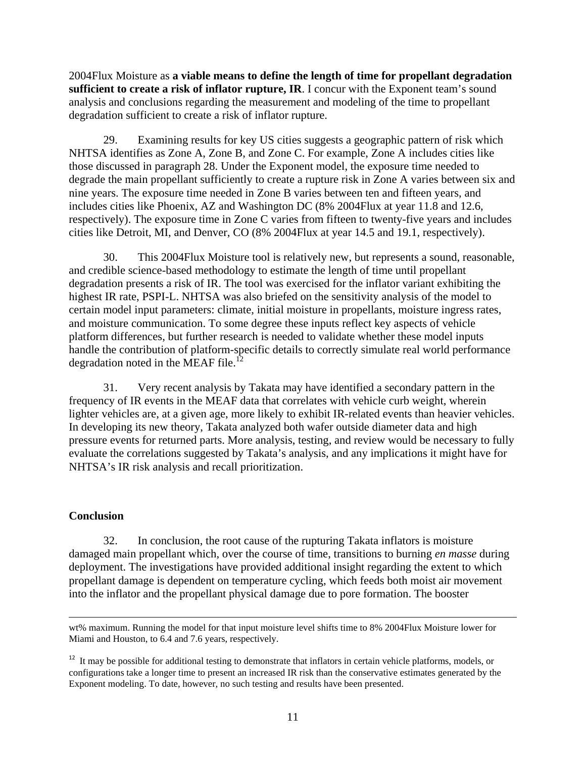2004Flux Moisture as **a viable means to define the length of time for propellant degradation sufficient to create a risk of inflator rupture, IR**. I concur with the Exponent team's sound analysis and conclusions regarding the measurement and modeling of the time to propellant degradation sufficient to create a risk of inflator rupture.

29. Examining results for key US cities suggests a geographic pattern of risk which NHTSA identifies as Zone A, Zone B, and Zone C. For example, Zone A includes cities like those discussed in paragraph 28. Under the Exponent model, the exposure time needed to degrade the main propellant sufficiently to create a rupture risk in Zone A varies between six and nine years. The exposure time needed in Zone B varies between ten and fifteen years, and includes cities like Phoenix, AZ and Washington DC (8% 2004Flux at year 11.8 and 12.6, respectively). The exposure time in Zone C varies from fifteen to twenty-five years and includes cities like Detroit, MI, and Denver, CO (8% 2004Flux at year 14.5 and 19.1, respectively).

30. This 2004Flux Moisture tool is relatively new, but represents a sound, reasonable, and credible science-based methodology to estimate the length of time until propellant degradation presents a risk of IR. The tool was exercised for the inflator variant exhibiting the highest IR rate, PSPI-L. NHTSA was also briefed on the sensitivity analysis of the model to certain model input parameters: climate, initial moisture in propellants, moisture ingress rates, and moisture communication. To some degree these inputs reflect key aspects of vehicle platform differences, but further research is needed to validate whether these model inputs handle the contribution of platform-specific details to correctly simulate real world performance degradation noted in the MEAF file.[12]

31. Very recent analysis by Takata may have identified a secondary pattern in the frequency of IR events in the MEAF data that correlates with vehicle curb weight, wherein lighter vehicles are, at a given age, more likely to exhibit IR-related events than heavier vehicles. In developing its new theory, Takata analyzed both wafer outside diameter data and high pressure events for returned parts. More analysis, testing, and review would be necessary to fully evaluate the correlations suggested by Takata's analysis, and any implications it might have for NHTSA's IR risk analysis and recall prioritization.

## Conclusion

32. In conclusion, the root cause of the rupturing Takata inflators is moisture damaged main propellant which, over the course of time, transitions to burning *en masse* during deployment. The investigations have provided additional insight regarding the extent to which propellant damage is dependent on temperature cycling, which feeds both moist air movement into the inflator and the propellant physical damage due to pore formation. The booster

---

wt% maximum. Running the model for that input moisture level shifts time to 8% 2004Flux Moisture lower for Miami and Houston, to 6.4 and 7.6 years, respectively.

[12] It may be possible for additional testing to demonstrate that inflators in certain vehicle platforms, models, or configurations take a longer time to present an increased IR risk than the conservative estimates generated by the Exponent modeling. To date, however, no such testing and results have been presented.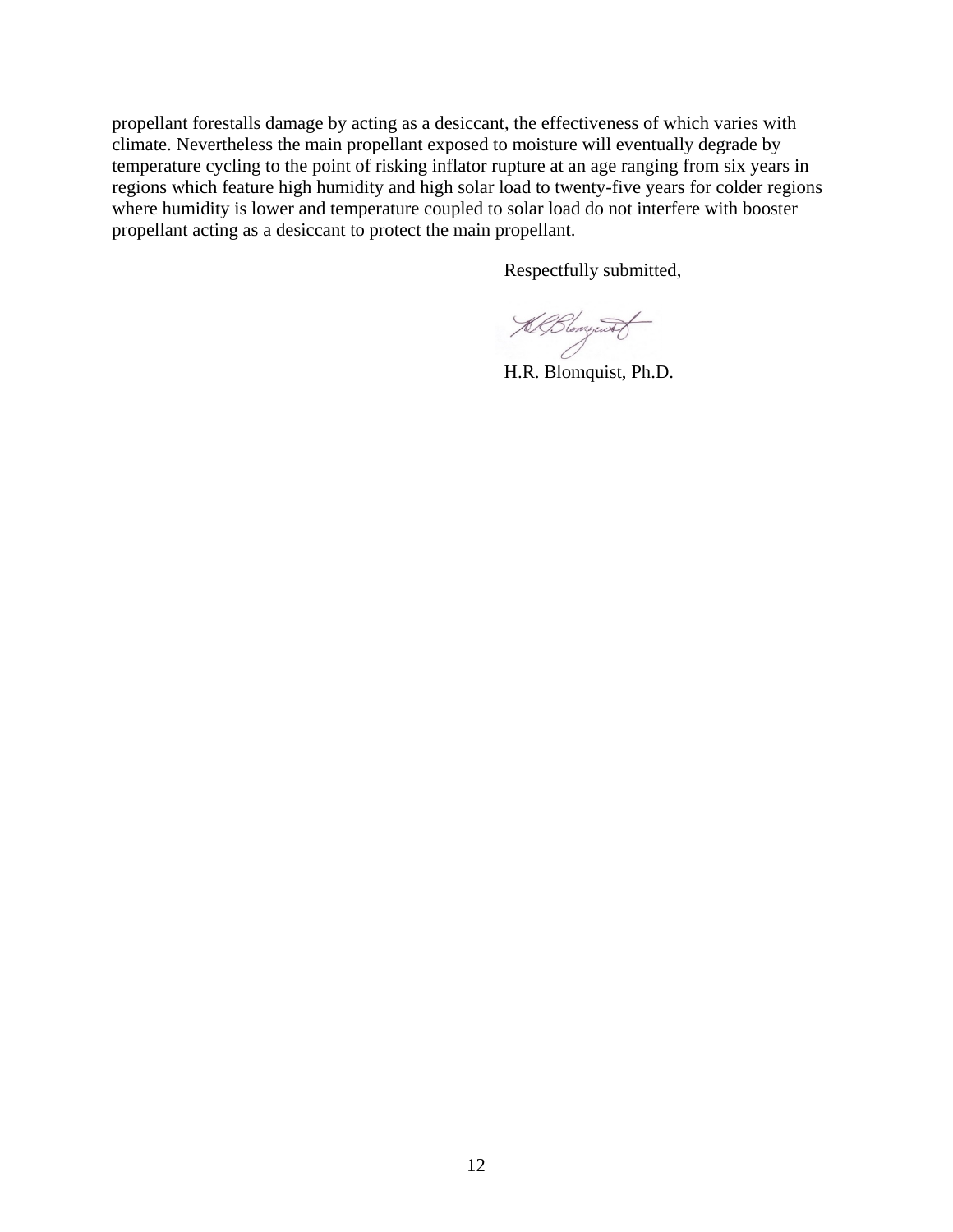propellant forestalls damage by acting as a desiccant, the effectiveness of which varies with climate. Nevertheless the main propellant exposed to moisture will eventually degrade by temperature cycling to the point of risking inflator rupture at an age ranging from six years in regions which feature high humidity and high solar load to twenty-five years for colder regions where humidity is lower and temperature coupled to solar load do not interfere with booster propellant acting as a desiccant to protect the main propellant.

Respectfully submitted,

H.R. Blomquist, Ph.D.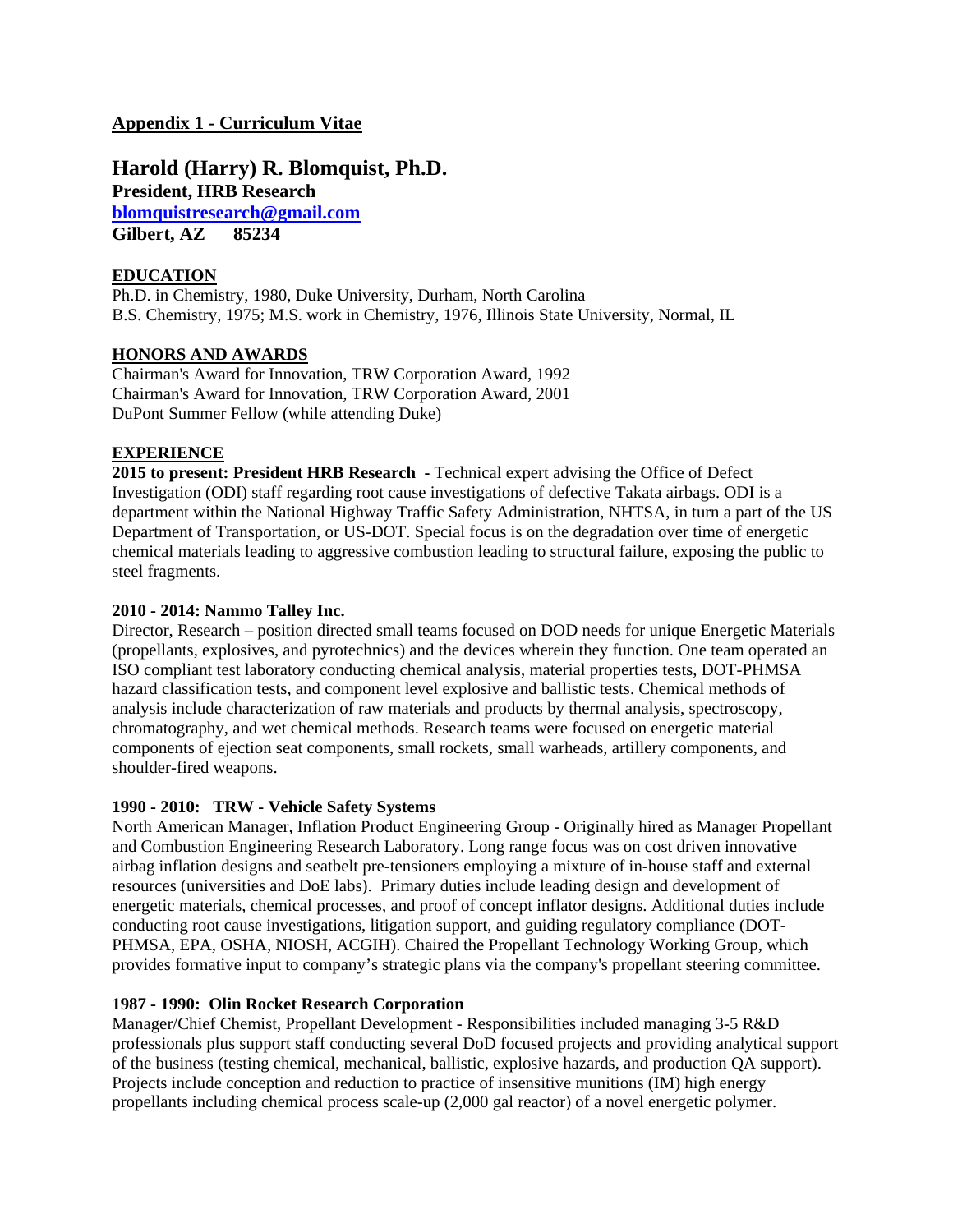## Appendix 1 - Curriculum Vitae

# Harold (Harry) R. Blomquist, Ph.D.

**President, HRB Research**
**blomquistresearch@gmail.com**
**Gilbert, AZ 85234**

### EDUCATION

Ph.D. in Chemistry, 1980, Duke University, Durham, North Carolina
B.S. Chemistry, 1975; M.S. work in Chemistry, 1976, Illinois State University, Normal, IL

### HONORS AND AWARDS

Chairman's Award for Innovation, TRW Corporation Award, 1992
Chairman's Award for Innovation, TRW Corporation Award, 2001
DuPont Summer Fellow (while attending Duke)

### EXPERIENCE

**2015 to present: President HRB Research** - Technical expert advising the Office of Defect Investigation (ODI) staff regarding root cause investigations of defective Takata airbags. ODI is a department within the National Highway Traffic Safety Administration, NHTSA, in turn a part of the US Department of Transportation, or US-DOT. Special focus is on the degradation over time of energetic chemical materials leading to aggressive combustion leading to structural failure, exposing the public to steel fragments.

**2010 - 2014: Nammo Talley Inc.**

Director, Research – position directed small teams focused on DOD needs for unique Energetic Materials (propellants, explosives, and pyrotechnics) and the devices wherein they function. One team operated an ISO compliant test laboratory conducting chemical analysis, material properties tests, DOT-PHMSA hazard classification tests, and component level explosive and ballistic tests. Chemical methods of analysis include characterization of raw materials and products by thermal analysis, spectroscopy, chromatography, and wet chemical methods. Research teams were focused on energetic material components of ejection seat components, small rockets, small warheads, artillery components, and shoulder-fired weapons.

**1990 - 2010: TRW - Vehicle Safety Systems**

North American Manager, Inflation Product Engineering Group - Originally hired as Manager Propellant and Combustion Engineering Research Laboratory. Long range focus was on cost driven innovative airbag inflation designs and seatbelt pre-tensioners employing a mixture of in-house staff and external resources (universities and DoE labs). Primary duties include leading design and development of energetic materials, chemical processes, and proof of concept inflator designs. Additional duties include conducting root cause investigations, litigation support, and guiding regulatory compliance (DOT-PHMSA, EPA, OSHA, NIOSH, ACGIH). Chaired the Propellant Technology Working Group, which provides formative input to company's strategic plans via the company's propellant steering committee.

**1987 - 1990: Olin Rocket Research Corporation**

Manager/Chief Chemist, Propellant Development - Responsibilities included managing 3-5 R&D professionals plus support staff conducting several DoD focused projects and providing analytical support of the business (testing chemical, mechanical, ballistic, explosive hazards, and production QA support). Projects include conception and reduction to practice of insensitive munitions (IM) high energy propellants including chemical process scale-up (2,000 gal reactor) of a novel energetic polymer.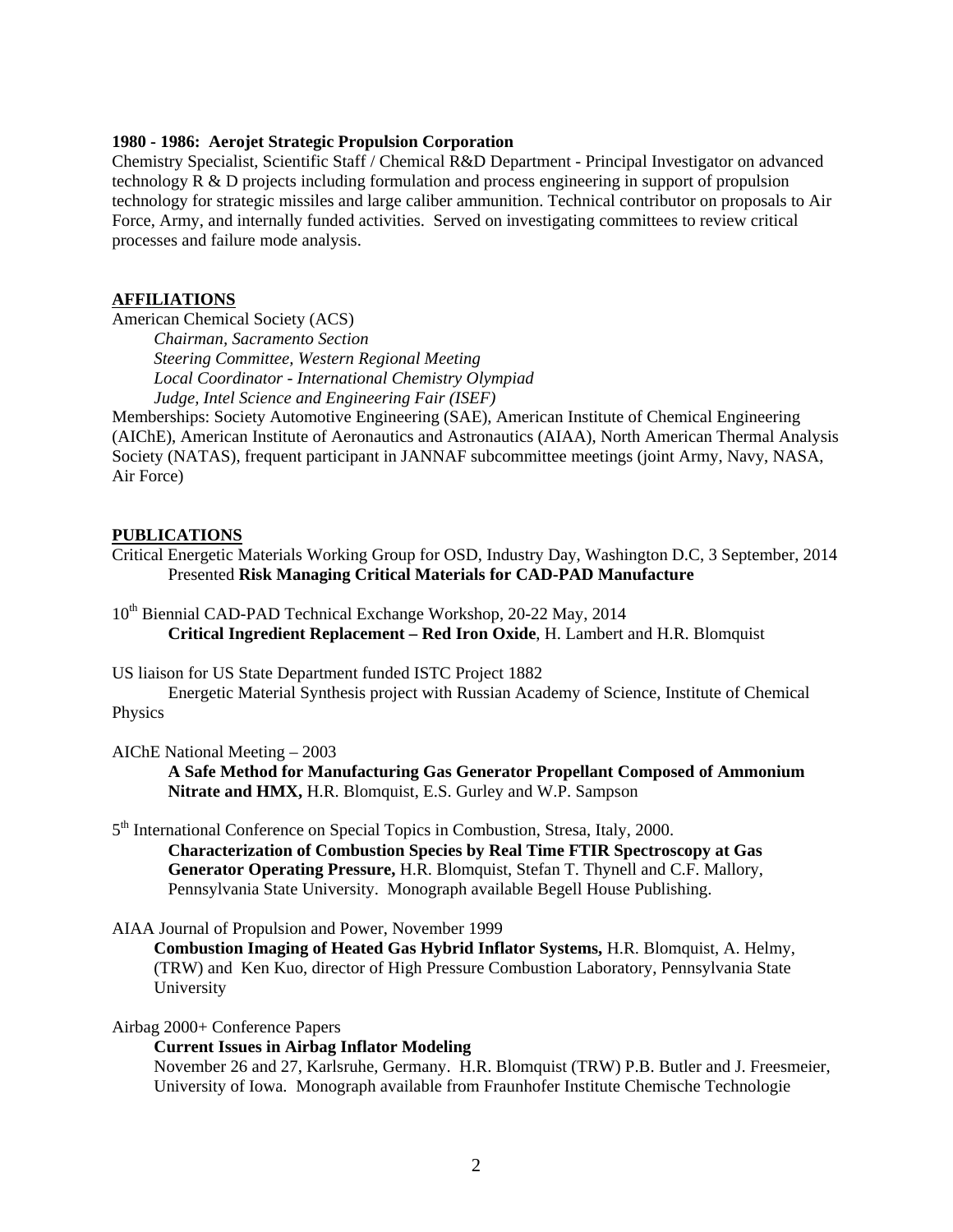**1980 - 1986: Aerojet Strategic Propulsion Corporation**

Chemistry Specialist, Scientific Staff / Chemical R&D Department - Principal Investigator on advanced technology R & D projects including formulation and process engineering in support of propulsion technology for strategic missiles and large caliber ammunition. Technical contributor on proposals to Air Force, Army, and internally funded activities. Served on investigating committees to review critical processes and failure mode analysis.

## AFFILIATIONS

American Chemical Society (ACS)

*Chairman, Sacramento Section*
*Steering Committee, Western Regional Meeting*
*Local Coordinator - International Chemistry Olympiad*
*Judge, Intel Science and Engineering Fair (ISEF)*

Memberships: Society Automotive Engineering (SAE), American Institute of Chemical Engineering (AIChE), American Institute of Aeronautics and Astronautics (AIAA), North American Thermal Analysis Society (NATAS), frequent participant in JANNAF subcommittee meetings (joint Army, Navy, NASA, Air Force)

## PUBLICATIONS

Critical Energetic Materials Working Group for OSD, Industry Day, Washington D.C, 3 September, 2014
Presented **Risk Managing Critical Materials for CAD-PAD Manufacture**

10th Biennial CAD-PAD Technical Exchange Workshop, 20-22 May, 2014
**Critical Ingredient Replacement – Red Iron Oxide**, H. Lambert and H.R. Blomquist

US liaison for US State Department funded ISTC Project 1882
Energetic Material Synthesis project with Russian Academy of Science, Institute of Chemical Physics

AIChE National Meeting – 2003
**A Safe Method for Manufacturing Gas Generator Propellant Composed of Ammonium Nitrate and HMX,** H.R. Blomquist, E.S. Gurley and W.P. Sampson

5th International Conference on Special Topics in Combustion, Stresa, Italy, 2000.
**Characterization of Combustion Species by Real Time FTIR Spectroscopy at Gas Generator Operating Pressure,** H.R. Blomquist, Stefan T. Thynell and C.F. Mallory, Pennsylvania State University. Monograph available Begell House Publishing.

AIAA Journal of Propulsion and Power, November 1999
**Combustion Imaging of Heated Gas Hybrid Inflator Systems,** H.R. Blomquist, A. Helmy, (TRW) and Ken Kuo, director of High Pressure Combustion Laboratory, Pennsylvania State University

Airbag 2000+ Conference Papers
**Current Issues in Airbag Inflator Modeling**
November 26 and 27, Karlsruhe, Germany. H.R. Blomquist (TRW) P.B. Butler and J. Freesmeier, University of Iowa. Monograph available from Fraunhofer Institute Chemische Technologie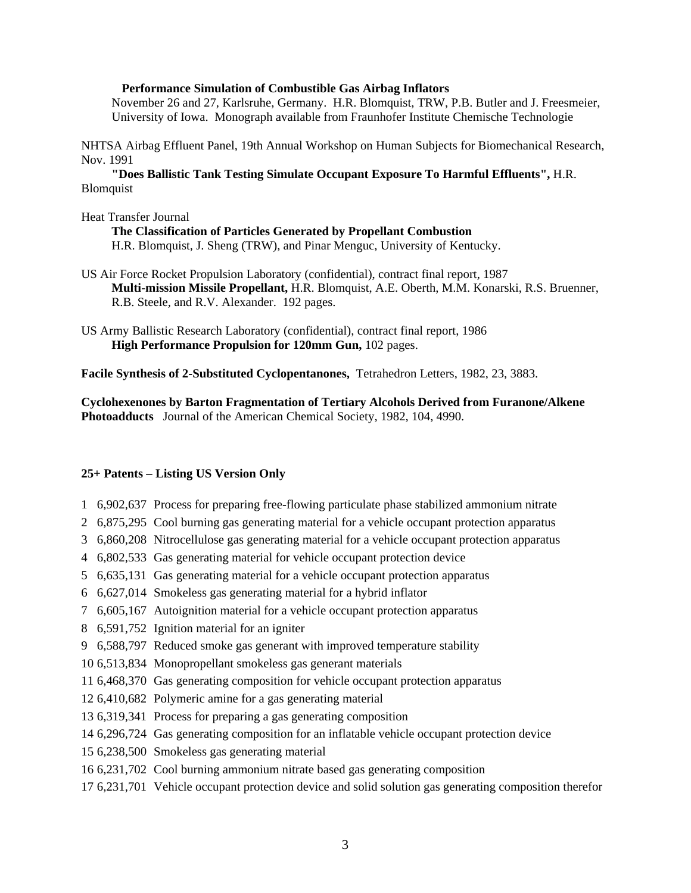**Performance Simulation of Combustible Gas Airbag Inflators**
November 26 and 27, Karlsruhe, Germany. H.R. Blomquist, TRW, P.B. Butler and J. Freesmeier, University of Iowa. Monograph available from Fraunhofer Institute Chemische Technologie

NHTSA Airbag Effluent Panel, 19th Annual Workshop on Human Subjects for Biomechanical Research, Nov. 1991
**"Does Ballistic Tank Testing Simulate Occupant Exposure To Harmful Effluents",** H.R. Blomquist

Heat Transfer Journal
**The Classification of Particles Generated by Propellant Combustion**
H.R. Blomquist, J. Sheng (TRW), and Pinar Menguc, University of Kentucky.

US Air Force Rocket Propulsion Laboratory (confidential), contract final report, 1987
**Multi-mission Missile Propellant,** H.R. Blomquist, A.E. Oberth, M.M. Konarski, R.S. Bruenner, R.B. Steele, and R.V. Alexander. 192 pages.

US Army Ballistic Research Laboratory (confidential), contract final report, 1986
**High Performance Propulsion for 120mm Gun,** 102 pages.

**Facile Synthesis of 2-Substituted Cyclopentanones,** Tetrahedron Letters, 1982, 23, 3883.

**Cyclohexenones by Barton Fragmentation of Tertiary Alcohols Derived from Furanone/Alkene Photoadducts** Journal of the American Chemical Society, 1982, 104, 4990.

**25+ Patents – Listing US Version Only**

1 6,902,637 Process for preparing free-flowing particulate phase stabilized ammonium nitrate
2 6,875,295 Cool burning gas generating material for a vehicle occupant protection apparatus
3 6,860,208 Nitrocellulose gas generating material for a vehicle occupant protection apparatus
4 6,802,533 Gas generating material for vehicle occupant protection device
5 6,635,131 Gas generating material for a vehicle occupant protection apparatus
6 6,627,014 Smokeless gas generating material for a hybrid inflator
7 6,605,167 Autoignition material for a vehicle occupant protection apparatus
8 6,591,752 Ignition material for an igniter
9 6,588,797 Reduced smoke gas generant with improved temperature stability
10 6,513,834 Monopropellant smokeless gas generant materials
11 6,468,370 Gas generating composition for vehicle occupant protection apparatus
12 6,410,682 Polymeric amine for a gas generating material
13 6,319,341 Process for preparing a gas generating composition
14 6,296,724 Gas generating composition for an inflatable vehicle occupant protection device
15 6,238,500 Smokeless gas generating material
16 6,231,702 Cool burning ammonium nitrate based gas generating composition
17 6,231,701 Vehicle occupant protection device and solid solution gas generating composition therefor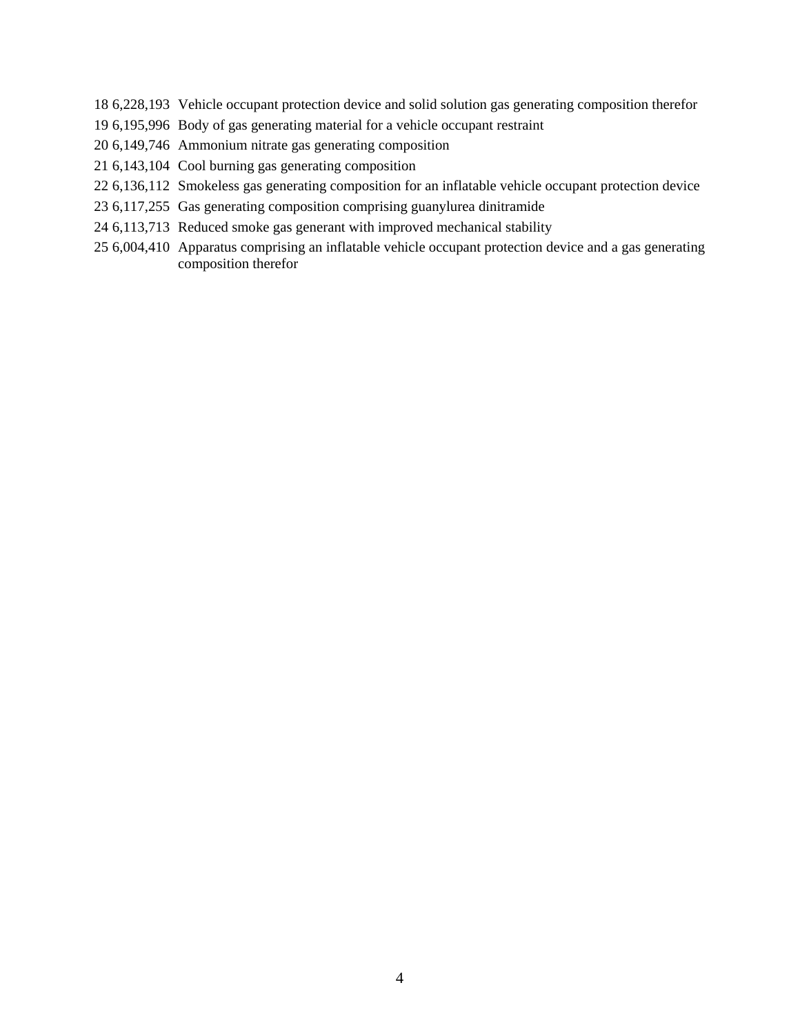18 6,228,193 Vehicle occupant protection device and solid solution gas generating composition therefor

19 6,195,996 Body of gas generating material for a vehicle occupant restraint

20 6,149,746 Ammonium nitrate gas generating composition

21 6,143,104 Cool burning gas generating composition

22 6,136,112 Smokeless gas generating composition for an inflatable vehicle occupant protection device

23 6,117,255 Gas generating composition comprising guanylurea dinitramide

24 6,113,713 Reduced smoke gas generant with improved mechanical stability

25 6,004,410 Apparatus comprising an inflatable vehicle occupant protection device and a gas generating composition therefor